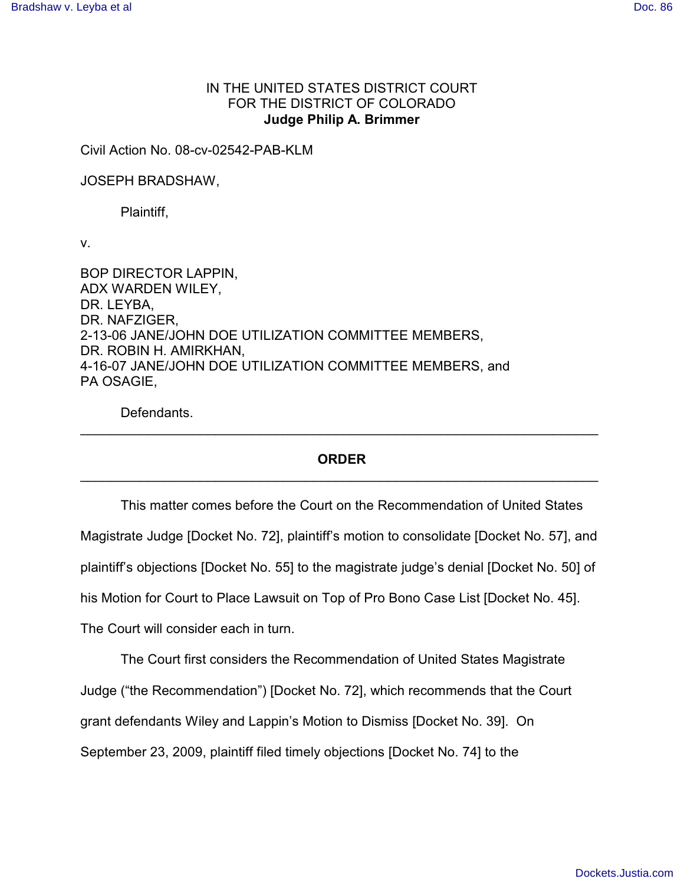IN THE UNITED STATES DISTRICT COURT
FOR THE DISTRICT OF COLORADO
**Judge Philip A. Brimmer**

Civil Action No. 08-cv-02542-PAB-KLM

JOSEPH BRADSHAW,

Plaintiff,

v.

BOP DIRECTOR LAPPIN,
ADX WARDEN WILEY,
DR. LEYBA,
DR. NAFZIGER,
2-13-06 JANE/JOHN DOE UTILIZATION COMMITTEE MEMBERS,
DR. ROBIN H. AMIRKHAN,
4-16-07 JANE/JOHN DOE UTILIZATION COMMITTEE MEMBERS, and
PA OSAGIE,

Defendants.

---

**ORDER**

---

This matter comes before the Court on the Recommendation of United States Magistrate Judge [Docket No. 72], plaintiff's motion to consolidate [Docket No. 57], and plaintiff's objections [Docket No. 55] to the magistrate judge's denial [Docket No. 50] of his Motion for Court to Place Lawsuit on Top of Pro Bono Case List [Docket No. 45]. The Court will consider each in turn.

The Court first considers the Recommendation of United States Magistrate Judge ("the Recommendation") [Docket No. 72], which recommends that the Court grant defendants Wiley and Lappin's Motion to Dismiss [Docket No. 39]. On September 23, 2009, plaintiff filed timely objections [Docket No. 74] to the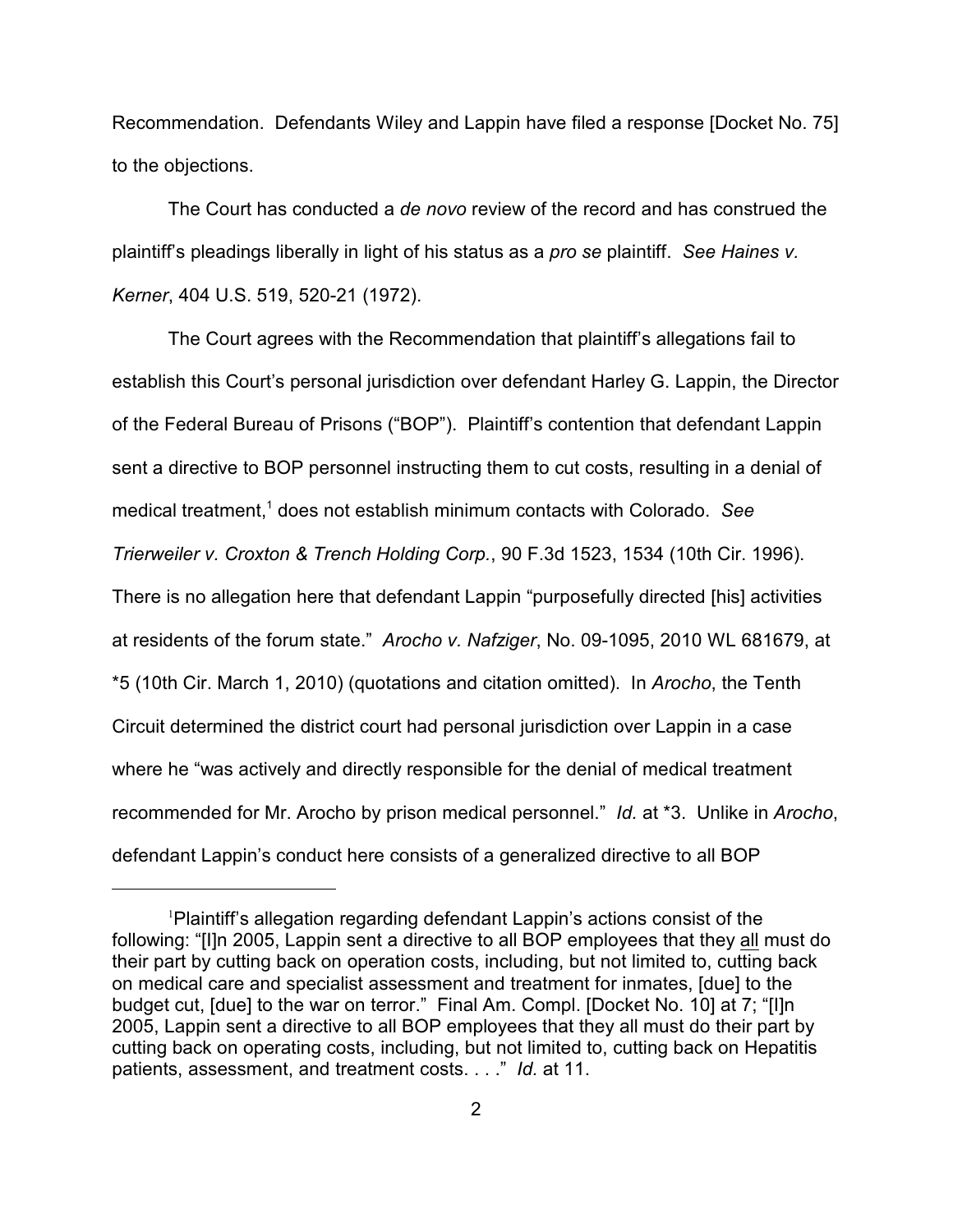Recommendation. Defendants Wiley and Lappin have filed a response [Docket No. 75] to the objections.

The Court has conducted a *de novo* review of the record and has construed the plaintiff's pleadings liberally in light of his status as a *pro se* plaintiff. *See Haines v. Kerner*, 404 U.S. 519, 520-21 (1972).

The Court agrees with the Recommendation that plaintiff's allegations fail to establish this Court's personal jurisdiction over defendant Harley G. Lappin, the Director of the Federal Bureau of Prisons ("BOP"). Plaintiff's contention that defendant Lappin sent a directive to BOP personnel instructing them to cut costs, resulting in a denial of medical treatment,[1] does not establish minimum contacts with Colorado. *See Trierweiler v. Croxton & Trench Holding Corp.*, 90 F.3d 1523, 1534 (10th Cir. 1996). There is no allegation here that defendant Lappin "purposefully directed [his] activities at residents of the forum state." *Arocho v. Nafziger*, No. 09-1095, 2010 WL 681679, at *5 (10th Cir. March 1, 2010) (quotations and citation omitted). In *Arocho*, the Tenth Circuit determined the district court had personal jurisdiction over Lappin in a case where he "was actively and directly responsible for the denial of medical treatment recommended for Mr. Arocho by prison medical personnel." *Id.* at *3. Unlike in *Arocho*, defendant Lappin's conduct here consists of a generalized directive to all BOP

---

[1] Plaintiff's allegation regarding defendant Lappin's actions consist of the following: "[I]n 2005, Lappin sent a directive to all BOP employees that they all must do their part by cutting back on operation costs, including, but not limited to, cutting back on medical care and specialist assessment and treatment for inmates, [due] to the budget cut, [due] to the war on terror." Final Am. Compl. [Docket No. 10] at 7; "[I]n 2005, Lappin sent a directive to all BOP employees that they all must do their part by cutting back on operating costs, including, but not limited to, cutting back on Hepatitis patients, assessment, and treatment costs. . . ." *Id.* at 11.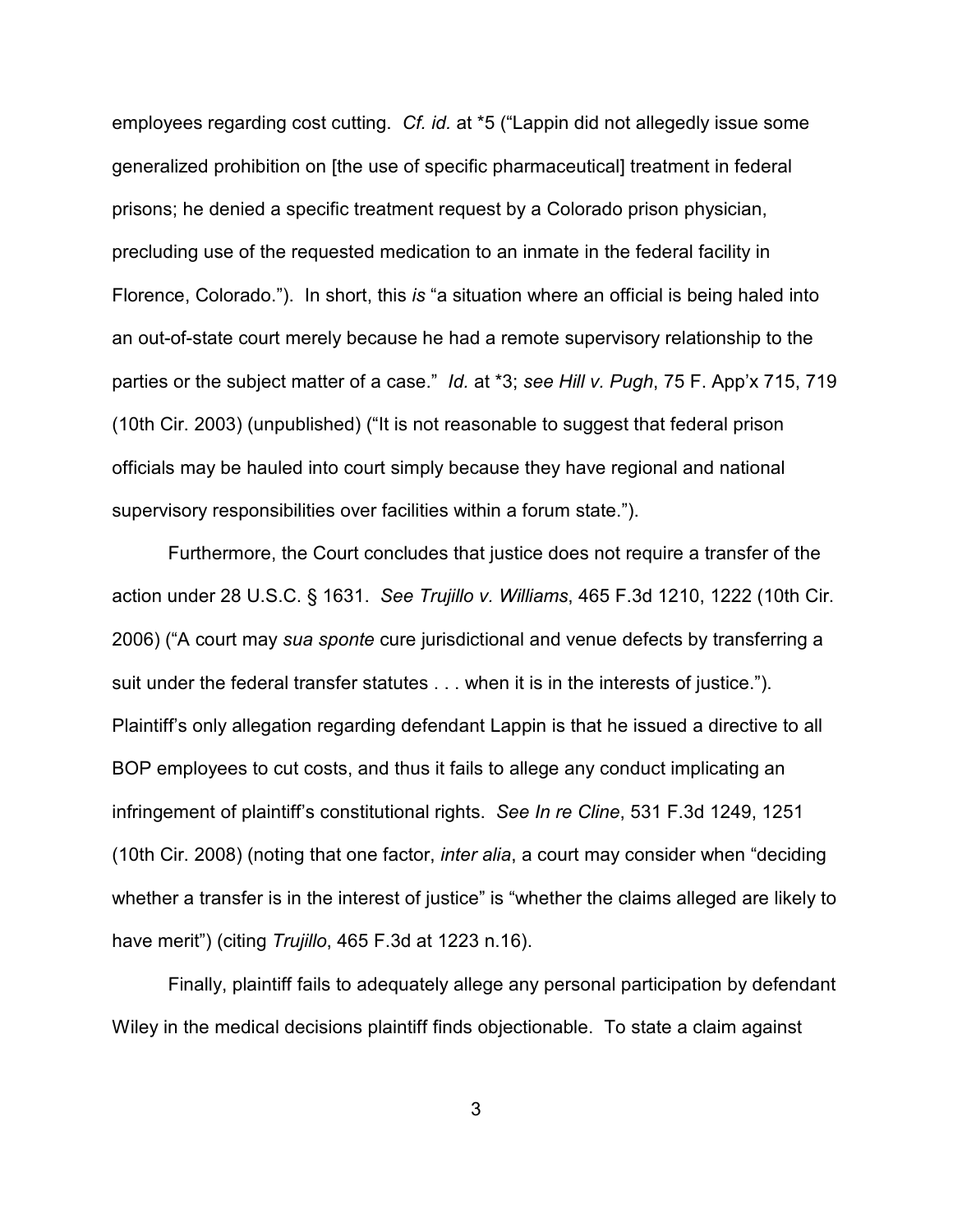employees regarding cost cutting. *Cf. id.* at *5 ("Lappin did not allegedly issue some generalized prohibition on [the use of specific pharmaceutical] treatment in federal prisons; he denied a specific treatment request by a Colorado prison physician, precluding use of the requested medication to an inmate in the federal facility in Florence, Colorado."). In short, this *is* "a situation where an official is being haled into an out-of-state court merely because he had a remote supervisory relationship to the parties or the subject matter of a case." *Id.* at *3; *see Hill v. Pugh*, 75 F. App'x 715, 719 (10th Cir. 2003) (unpublished) ("It is not reasonable to suggest that federal prison officials may be hauled into court simply because they have regional and national supervisory responsibilities over facilities within a forum state.").

Furthermore, the Court concludes that justice does not require a transfer of the action under 28 U.S.C. § 1631. *See Trujillo v. Williams*, 465 F.3d 1210, 1222 (10th Cir. 2006) ("A court may *sua sponte* cure jurisdictional and venue defects by transferring a suit under the federal transfer statutes . . . when it is in the interests of justice."). Plaintiff's only allegation regarding defendant Lappin is that he issued a directive to all BOP employees to cut costs, and thus it fails to allege any conduct implicating an infringement of plaintiff's constitutional rights. *See In re Cline*, 531 F.3d 1249, 1251 (10th Cir. 2008) (noting that one factor, *inter alia*, a court may consider when "deciding whether a transfer is in the interest of justice" is "whether the claims alleged are likely to have merit") (citing *Trujillo*, 465 F.3d at 1223 n.16).

Finally, plaintiff fails to adequately allege any personal participation by defendant Wiley in the medical decisions plaintiff finds objectionable. To state a claim against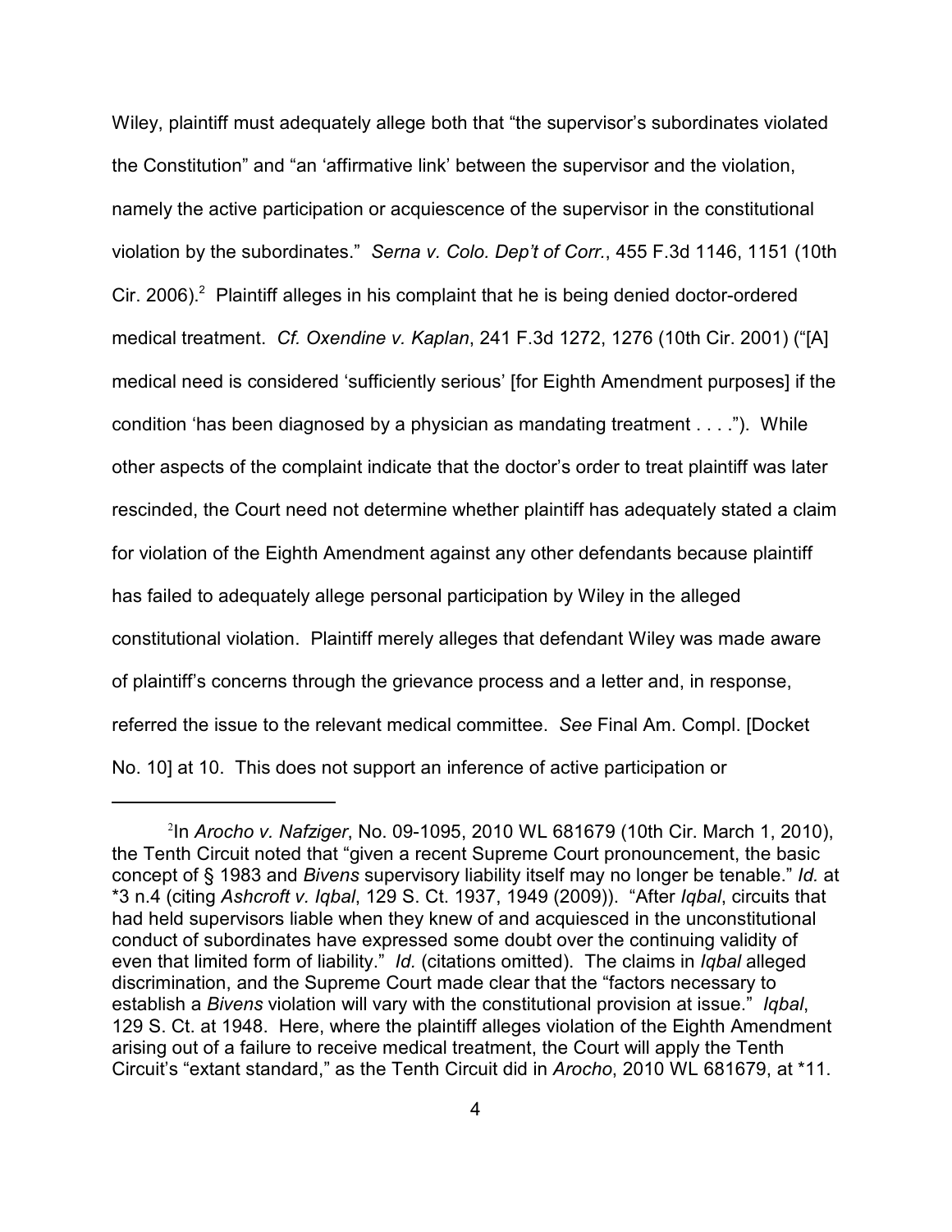Wiley, plaintiff must adequately allege both that "the supervisor's subordinates violated the Constitution" and "an 'affirmative link' between the supervisor and the violation, namely the active participation or acquiescence of the supervisor in the constitutional violation by the subordinates." *Serna v. Colo. Dep't of Corr.*, 455 F.3d 1146, 1151 (10th Cir. 2006).[2] Plaintiff alleges in his complaint that he is being denied doctor-ordered medical treatment. *Cf. Oxendine v. Kaplan*, 241 F.3d 1272, 1276 (10th Cir. 2001) ("[A] medical need is considered 'sufficiently serious' [for Eighth Amendment purposes] if the condition 'has been diagnosed by a physician as mandating treatment . . . ."). While other aspects of the complaint indicate that the doctor's order to treat plaintiff was later rescinded, the Court need not determine whether plaintiff has adequately stated a claim for violation of the Eighth Amendment against any other defendants because plaintiff has failed to adequately allege personal participation by Wiley in the alleged constitutional violation. Plaintiff merely alleges that defendant Wiley was made aware of plaintiff's concerns through the grievance process and a letter and, in response, referred the issue to the relevant medical committee. *See* Final Am. Compl. [Docket No. 10] at 10. This does not support an inference of active participation or

[2] In *Arocho v. Nafziger*, No. 09-1095, 2010 WL 681679 (10th Cir. March 1, 2010), the Tenth Circuit noted that "given a recent Supreme Court pronouncement, the basic concept of § 1983 and *Bivens* supervisory liability itself may no longer be tenable." *Id.* at \*3 n.4 (citing *Ashcroft v. Iqbal*, 129 S. Ct. 1937, 1949 (2009)). "After *Iqbal*, circuits that had held supervisors liable when they knew of and acquiesced in the unconstitutional conduct of subordinates have expressed some doubt over the continuing validity of even that limited form of liability." *Id.* (citations omitted). The claims in *Iqbal* alleged discrimination, and the Supreme Court made clear that the "factors necessary to establish a *Bivens* violation will vary with the constitutional provision at issue." *Iqbal*, 129 S. Ct. at 1948. Here, where the plaintiff alleges violation of the Eighth Amendment arising out of a failure to receive medical treatment, the Court will apply the Tenth Circuit's "extant standard," as the Tenth Circuit did in *Arocho*, 2010 WL 681679, at \*11.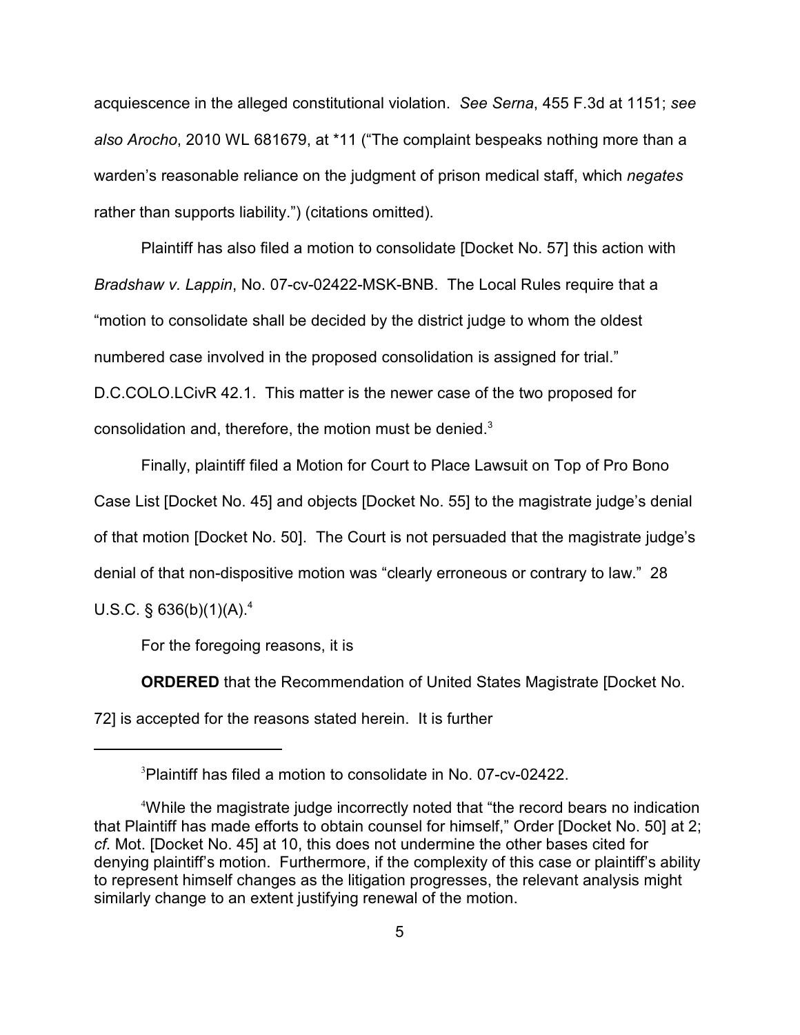acquiescence in the alleged constitutional violation. *See Serna*, 455 F.3d at 1151; *see also Arocho*, 2010 WL 681679, at *11 ("The complaint bespeaks nothing more than a warden's reasonable reliance on the judgment of prison medical staff, which *negates* rather than supports liability.") (citations omitted).

Plaintiff has also filed a motion to consolidate [Docket No. 57] this action with *Bradshaw v. Lappin*, No. 07-cv-02422-MSK-BNB. The Local Rules require that a "motion to consolidate shall be decided by the district judge to whom the oldest numbered case involved in the proposed consolidation is assigned for trial." D.C.COLO.LCivR 42.1. This matter is the newer case of the two proposed for consolidation and, therefore, the motion must be denied.[3]

Finally, plaintiff filed a Motion for Court to Place Lawsuit on Top of Pro Bono Case List [Docket No. 45] and objects [Docket No. 55] to the magistrate judge's denial of that motion [Docket No. 50]. The Court is not persuaded that the magistrate judge's denial of that non-dispositive motion was "clearly erroneous or contrary to law." 28 U.S.C. § 636(b)(1)(A).[4]

For the foregoing reasons, it is

**ORDERED** that the Recommendation of United States Magistrate [Docket No. 72] is accepted for the reasons stated herein. It is further

---

[3] Plaintiff has filed a motion to consolidate in No. 07-cv-02422.

[4] While the magistrate judge incorrectly noted that "the record bears no indication that Plaintiff has made efforts to obtain counsel for himself," Order [Docket No. 50] at 2; *cf.* Mot. [Docket No. 45] at 10, this does not undermine the other bases cited for denying plaintiff's motion. Furthermore, if the complexity of this case or plaintiff's ability to represent himself changes as the litigation progresses, the relevant analysis might similarly change to an extent justifying renewal of the motion.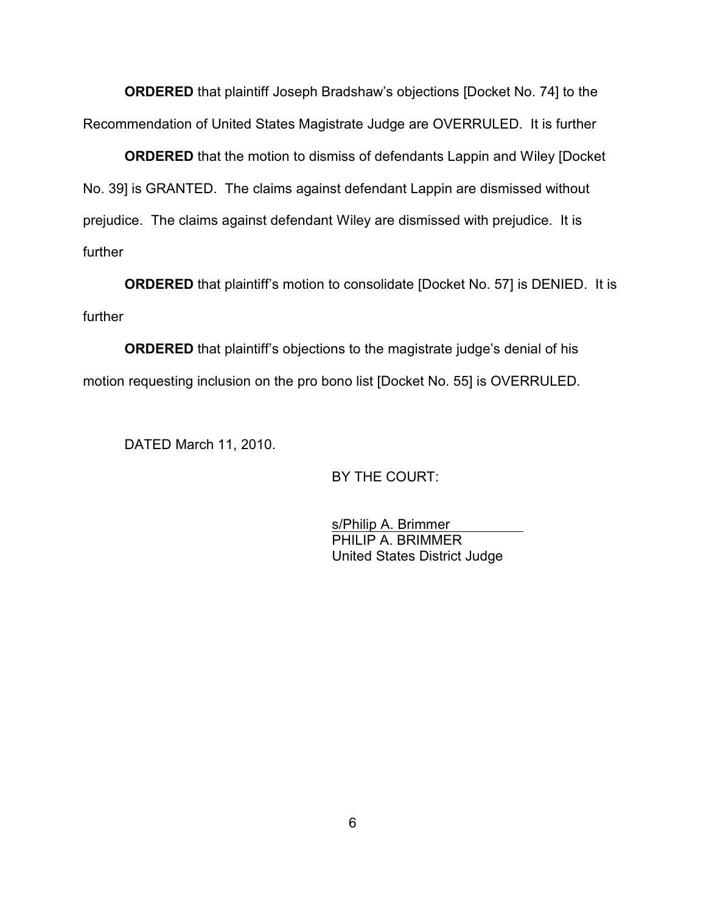**ORDERED** that plaintiff Joseph Bradshaw's objections [Docket No. 74] to the Recommendation of United States Magistrate Judge are OVERRULED. It is further

**ORDERED** that the motion to dismiss of defendants Lappin and Wiley [Docket No. 39] is GRANTED. The claims against defendant Lappin are dismissed without prejudice. The claims against defendant Wiley are dismissed with prejudice. It is further

**ORDERED** that plaintiff's motion to consolidate [Docket No. 57] is DENIED. It is further

**ORDERED** that plaintiff's objections to the magistrate judge's denial of his motion requesting inclusion on the pro bono list [Docket No. 55] is OVERRULED.

DATED March 11, 2010.

BY THE COURT:

s/Philip A. Brimmer
PHILIP A. BRIMMER
United States District Judge